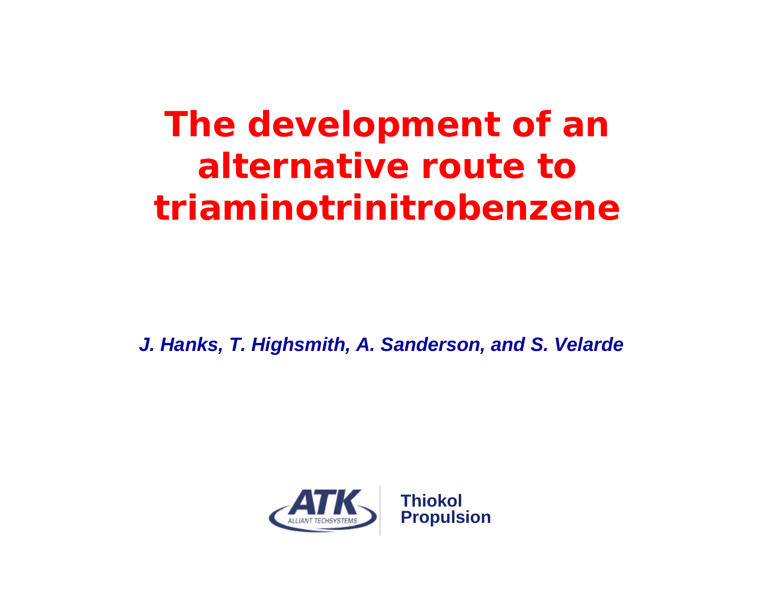# The development of an alternative route to triaminotrinitrobenzene

***J. Hanks, T. Highsmith, A. Sanderson, and S. Velarde***

ATK ALLIANT TECHSYSTEMS

**Thiokol Propulsion**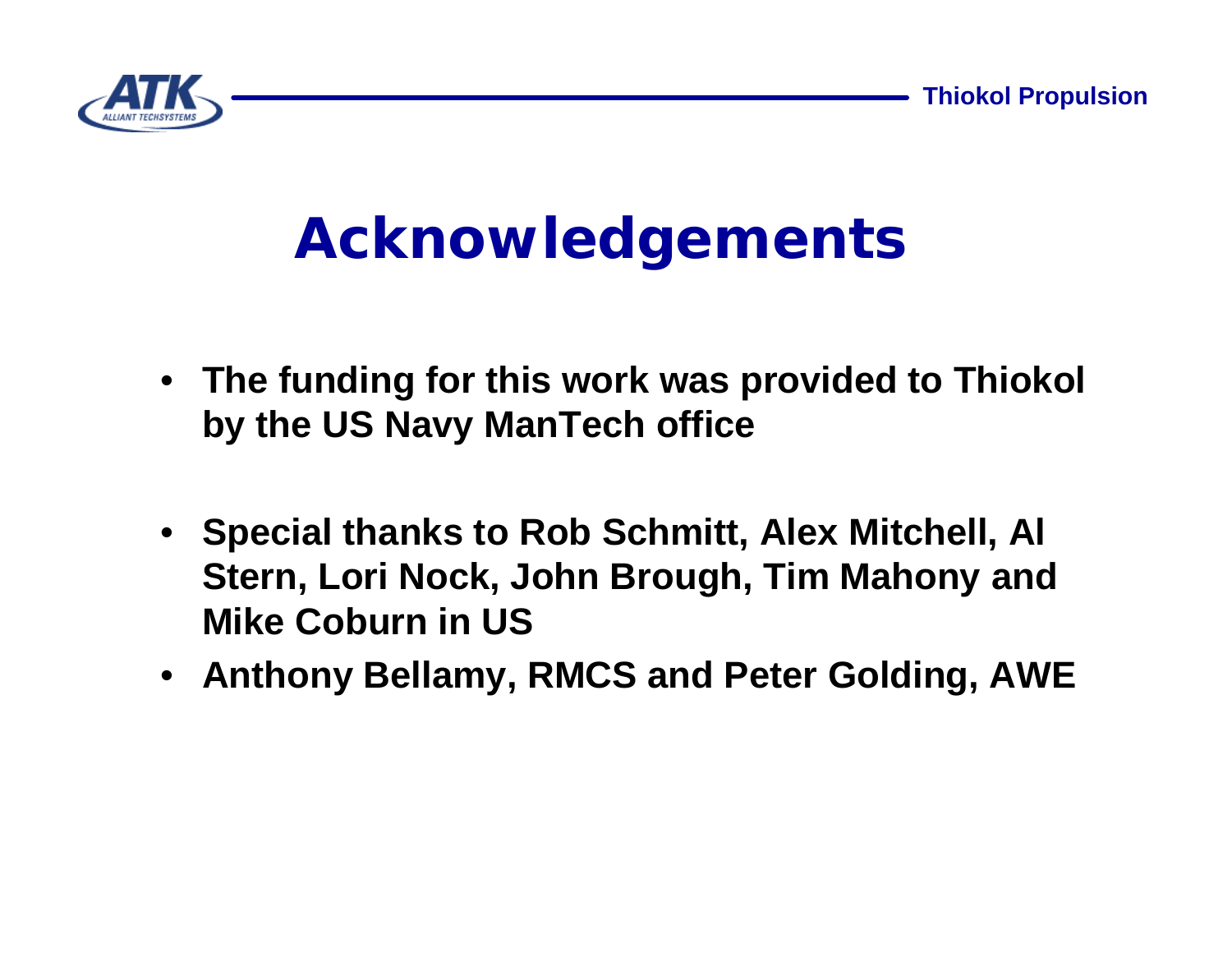# Acknowledgements

- **The funding for this work was provided to Thiokol by the US Navy ManTech office**
- **Special thanks to Rob Schmitt, Alex Mitchell, Al Stern, Lori Nock, John Brough, Tim Mahony and Mike Coburn in US**
- **Anthony Bellamy, RMCS and Peter Golding, AWE**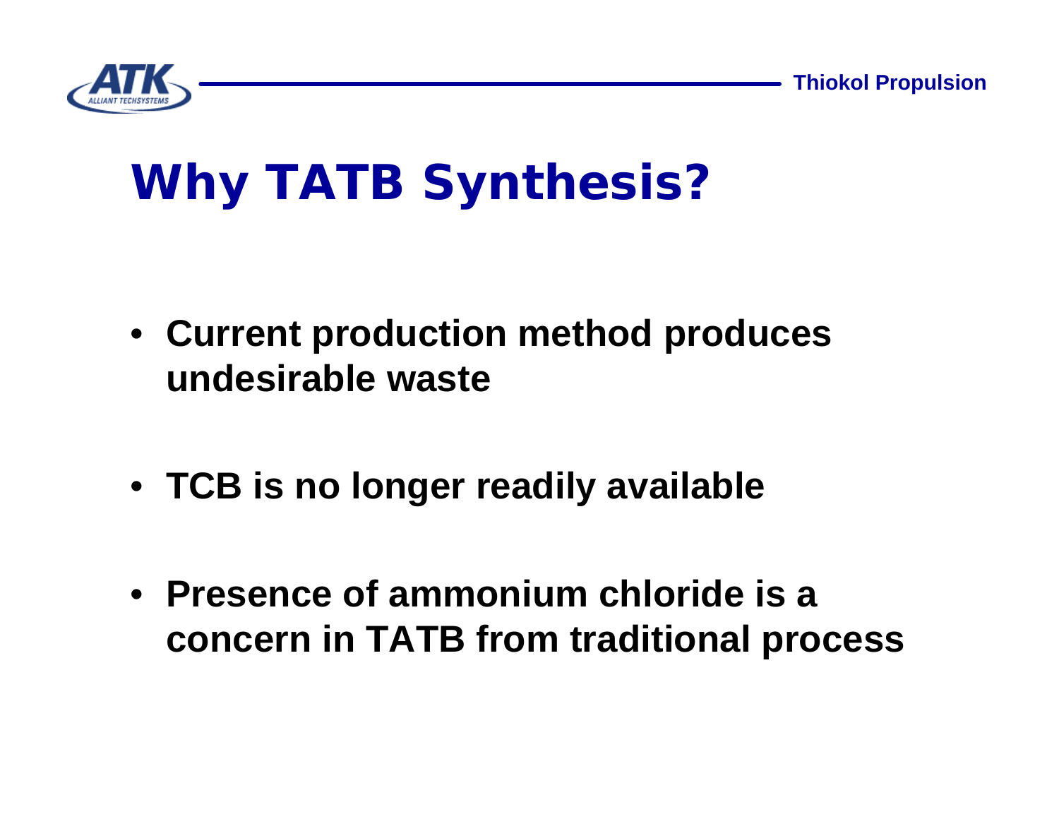# Why TATB Synthesis?

- **Current production method produces undesirable waste**
- **TCB is no longer readily available**
- **Presence of ammonium chloride is a concern in TATB from traditional process**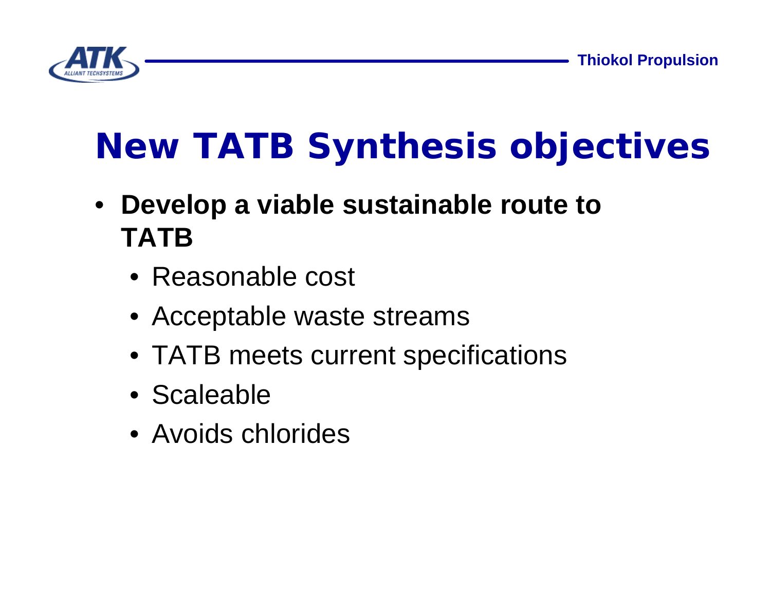# New TATB Synthesis objectives

- **Develop a viable sustainable route to TATB**
  - Reasonable cost
  - Acceptable waste streams
  - TATB meets current specifications
  - Scaleable
  - Avoids chlorides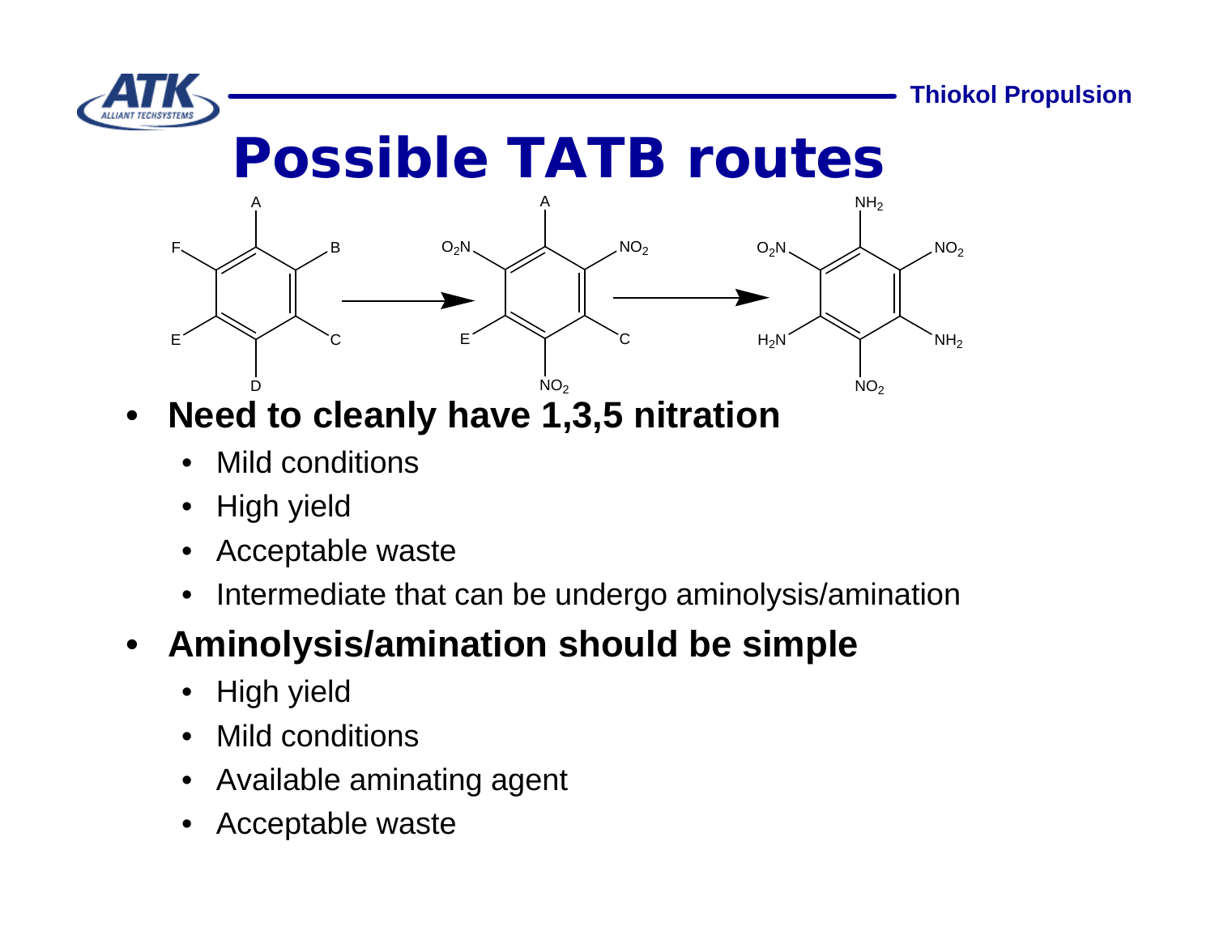# Possible TATB routes

- **Need to cleanly have 1,3,5 nitration**
  - Mild conditions
  - High yield
  - Acceptable waste
  - Intermediate that can be undergo aminolysis/amination
- **Aminolysis/amination should be simple**
  - High yield
  - Mild conditions
  - Available aminating agent
  - Acceptable waste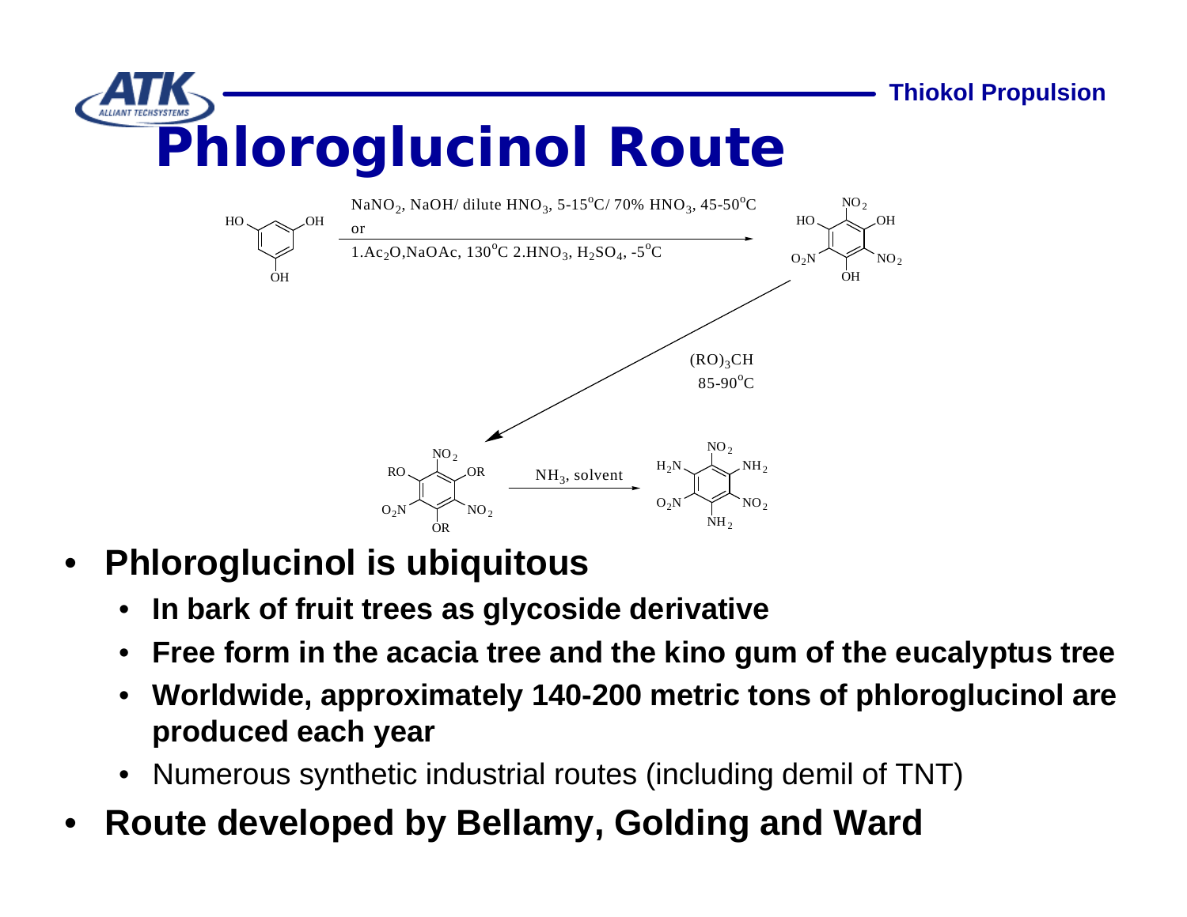# Phloroglucinol Route

NaNO$_2$, NaOH/ dilute HNO$_3$, 5-15$^{o}$C/ 70% HNO$_3$, 45-50$^{o}$C

or

1.Ac$_2$O,NaOAc, 130$^{o}$C 2.HNO$_3$, H$_2$SO$_4$, -5$^{o}$C

(RO)$_3$CH

85-90$^{o}$C

NH$_3$, solvent

- **Phloroglucinol is ubiquitous**
  - **In bark of fruit trees as glycoside derivative**
  - **Free form in the acacia tree and the kino gum of the eucalyptus tree**
  - **Worldwide, approximately 140-200 metric tons of phloroglucinol are produced each year**
  - Numerous synthetic industrial routes (including demil of TNT)
- **Route developed by Bellamy, Golding and Ward**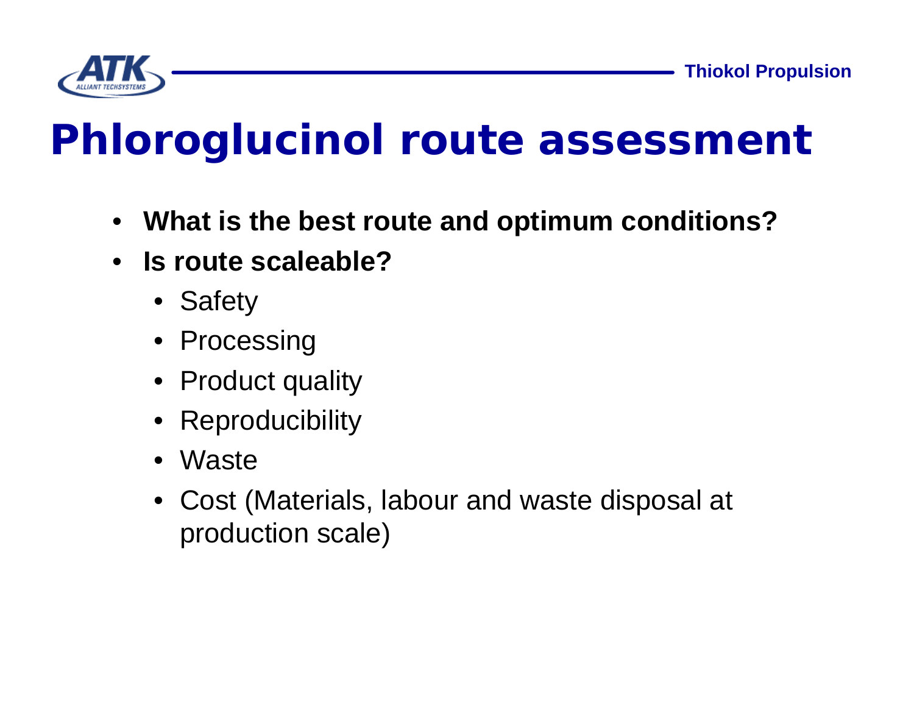# Phloroglucinol route assessment

- **What is the best route and optimum conditions?**
- **Is route scaleable?**
  - Safety
  - Processing
  - Product quality
  - Reproducibility
  - Waste
  - Cost (Materials, labour and waste disposal at production scale)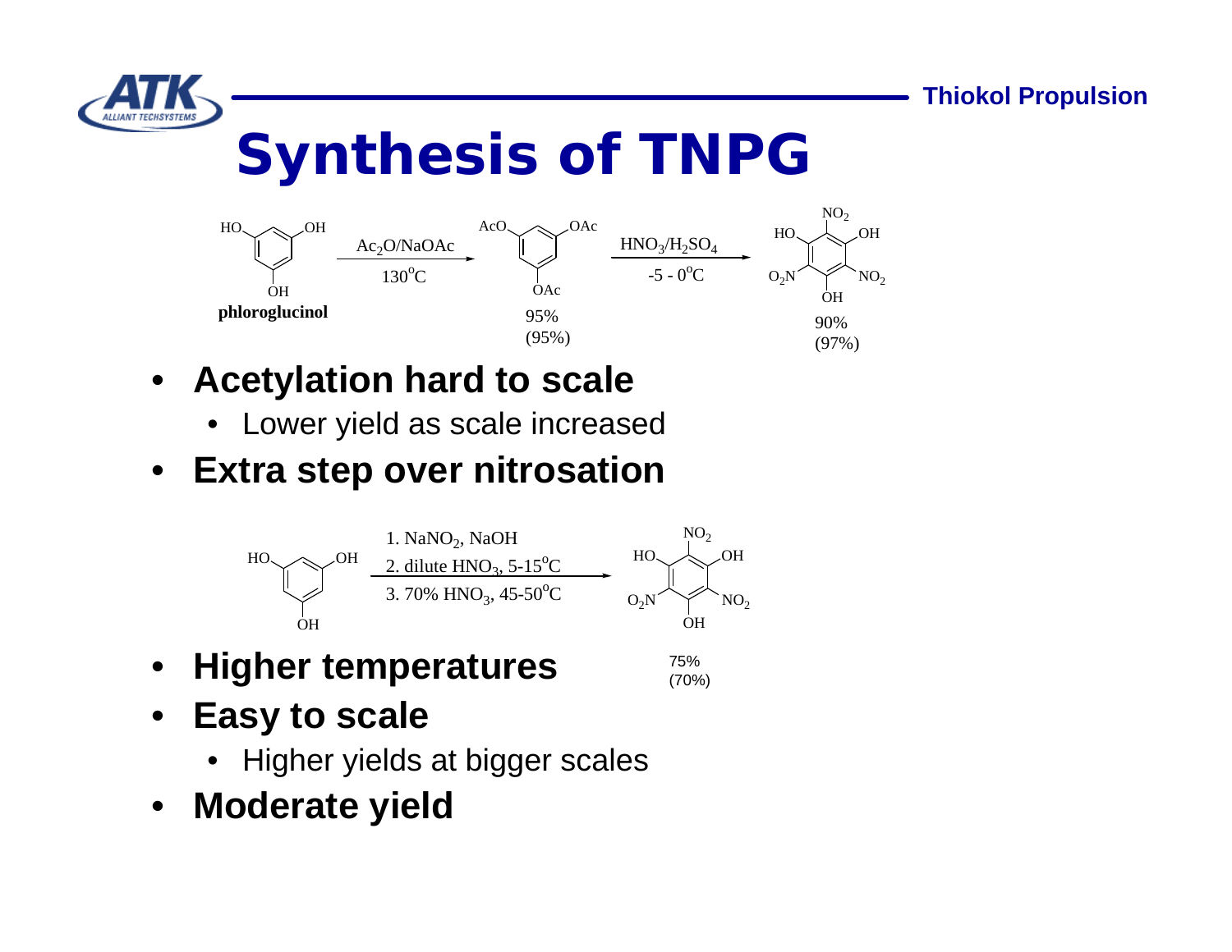# Synthesis of TNPG

phloroglucinol $\xrightarrow[130^oC]{Ac_2O/NaOAc}$ 1,3,5-triacetoxybenzene, 95% (95%) $\xrightarrow[-5 - 0^oC]{HNO_3/H_2SO_4}$ TNPG, 90% (97%)

- **Acetylation hard to scale**
  - Lower yield as scale increased
- **Extra step over nitrosation**

Phloroglucinol → TNPG, 75% (70%)

1. $NaNO_2$, NaOH
2. dilute $HNO_3$, 5-15$^oC$
3. 70% $HNO_3$, 45-50$^oC$

- **Higher temperatures**
- **Easy to scale**
  - Higher yields at bigger scales
- **Moderate yield**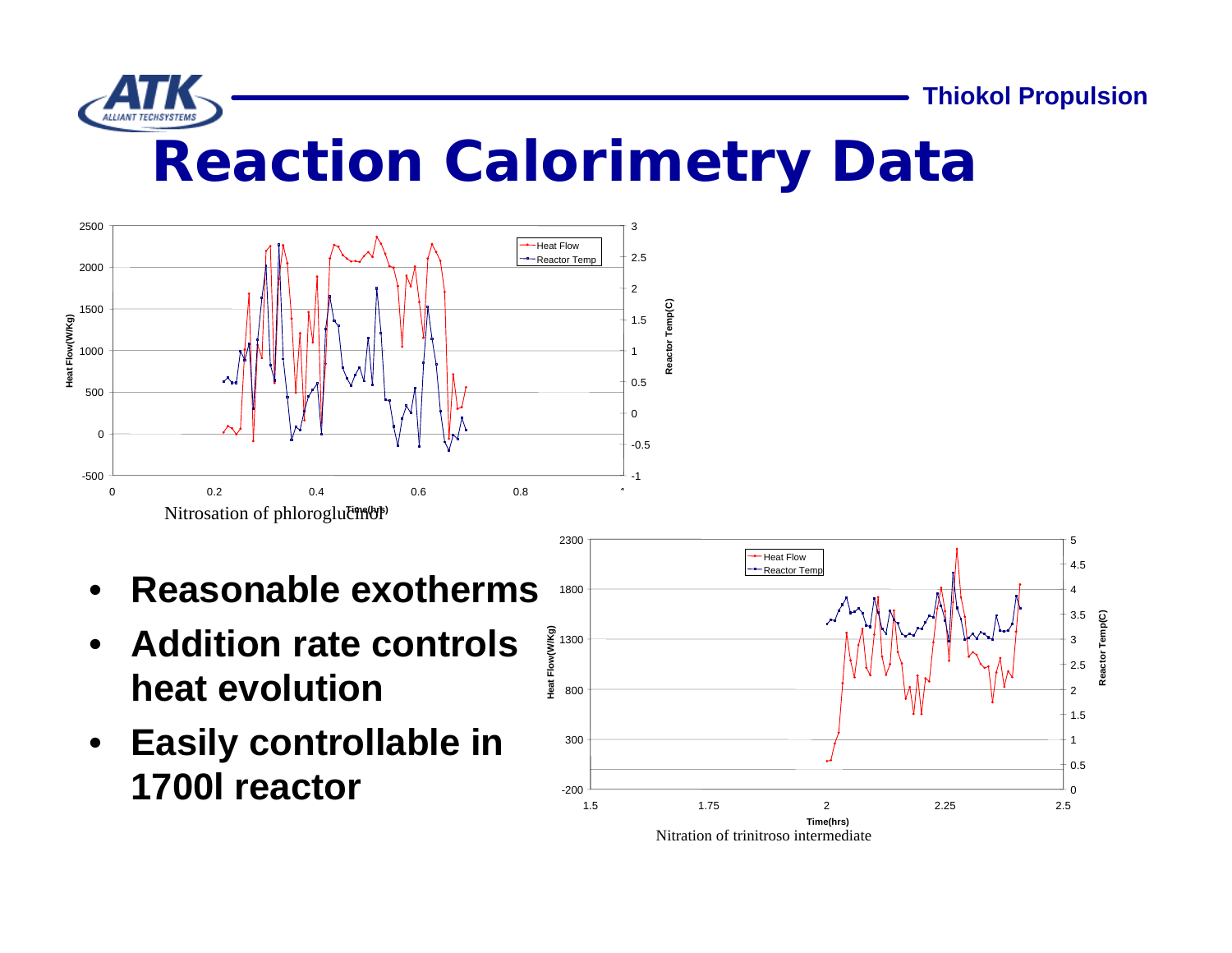# Reaction Calorimetry Data

Nitrosation of phloroglucinol

- **Reasonable exotherms**
- **Addition rate controls heat evolution**
- **Easily controllable in 1700l reactor**

Nitration of trinitroso intermediate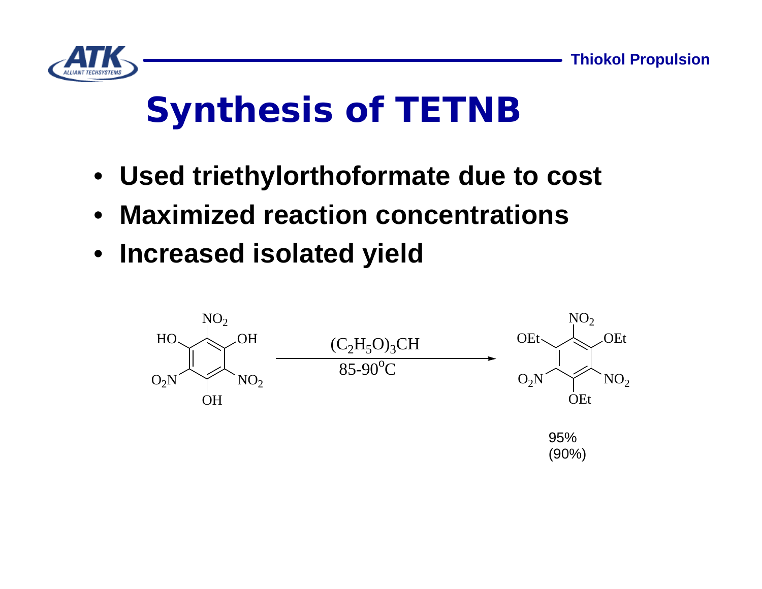# Synthesis of TETNB

- **Used triethylorthoformate due to cost**
- **Maximized reaction concentrations**
- **Increased isolated yield**

$$\text{1,3,5-(OH)}_3\text{-2,4,6-(NO}_2)_3\text{C}_6 \xrightarrow[85\text{-}90^{o}\text{C}]{(C_2H_5O)_3CH} \text{1,3,5-(OEt)}_3\text{-2,4,6-(NO}_2)_3\text{C}_6$$

95%
(90%)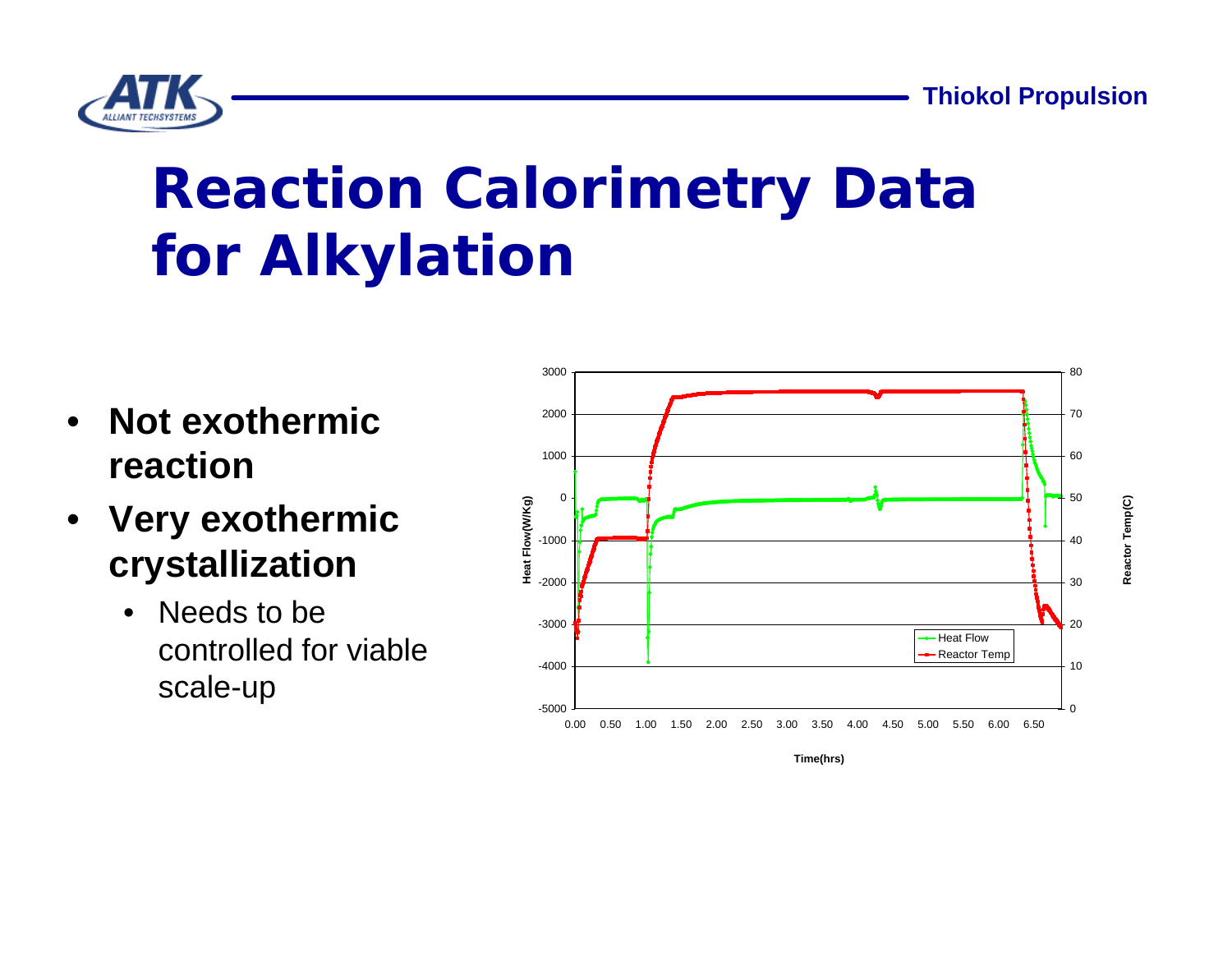# Reaction Calorimetry Data for Alkylation

- **Not exothermic reaction**
- **Very exothermic crystallization**
  - Needs to be controlled for viable scale-up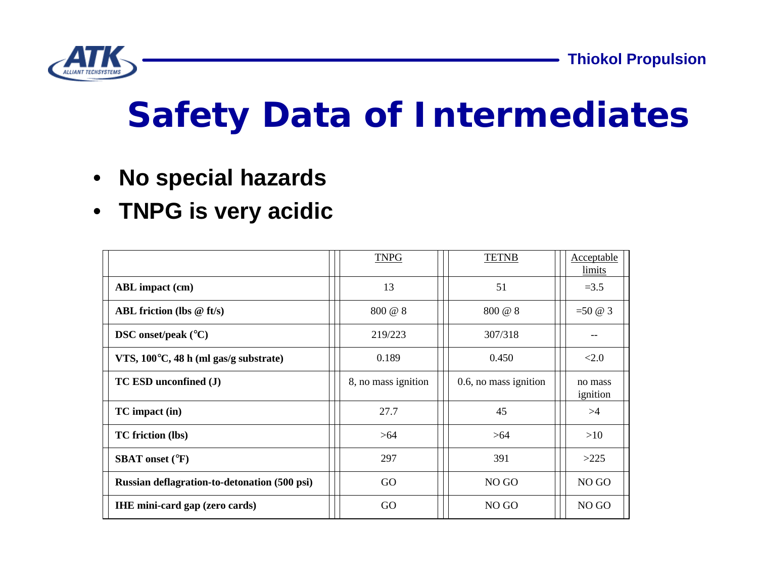# Safety Data of Intermediates

- **No special hazards**
- **TNPG is very acidic**

| | TNPG | TETNB | Acceptable limits |
|---|---|---|---|
| **ABL impact (cm)** | 13 | 51 | =3.5 |
| **ABL friction (lbs @ ft/s)** | 800 @ 8 | 800 @ 8 | =50 @ 3 |
| **DSC onset/peak (°C)** | 219/223 | 307/318 | -- |
| **VTS, 100°C, 48 h (ml gas/g substrate)** | 0.189 | 0.450 | <2.0 |
| **TC ESD unconfined (J)** | 8, no mass ignition | 0.6, no mass ignition | no mass ignition |
| **TC impact (in)** | 27.7 | 45 | >4 |
| **TC friction (lbs)** | >64 | >64 | >10 |
| **SBAT onset (°F)** | 297 | 391 | >225 |
| **Russian deflagration-to-detonation (500 psi)** | GO | NO GO | NO GO |
| **IHE mini-card gap (zero cards)** | GO | NO GO | NO GO |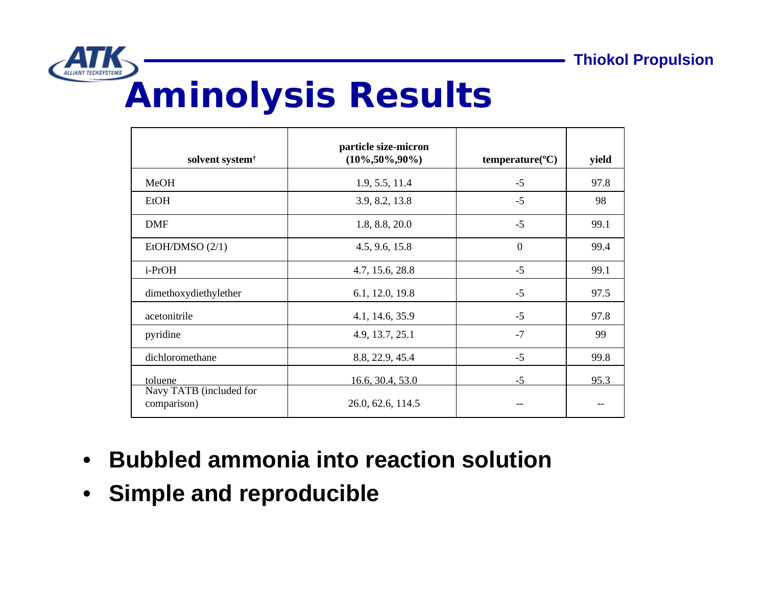# Aminolysis Results

| solvent system† | particle size-micron (10%,50%,90%) | temperature(°C) | yield |
|---|---|---|---|
| MeOH | 1.9, 5.5, 11.4 | -5 | 97.8 |
| EtOH | 3.9, 8.2, 13.8 | -5 | 98 |
| DMF | 1.8, 8.8, 20.0 | -5 | 99.1 |
| EtOH/DMSO (2/1) | 4.5, 9.6, 15.8 | 0 | 99.4 |
| i-PrOH | 4.7, 15.6, 28.8 | -5 | 99.1 |
| dimethoxydiethylether | 6.1, 12.0, 19.8 | -5 | 97.5 |
| acetonitrile | 4.1, 14.6, 35.9 | -5 | 97.8 |
| pyridine | 4.9, 13.7, 25.1 | -7 | 99 |
| dichloromethane | 8.8, 22.9, 45.4 | -5 | 99.8 |
| toluene | 16.6, 30.4, 53.0 | -5 | 95.3 |
| Navy TATB (included for comparison) | 26.0, 62.6, 114.5 | -- | -- |

- **Bubbled ammonia into reaction solution**
- **Simple and reproducible**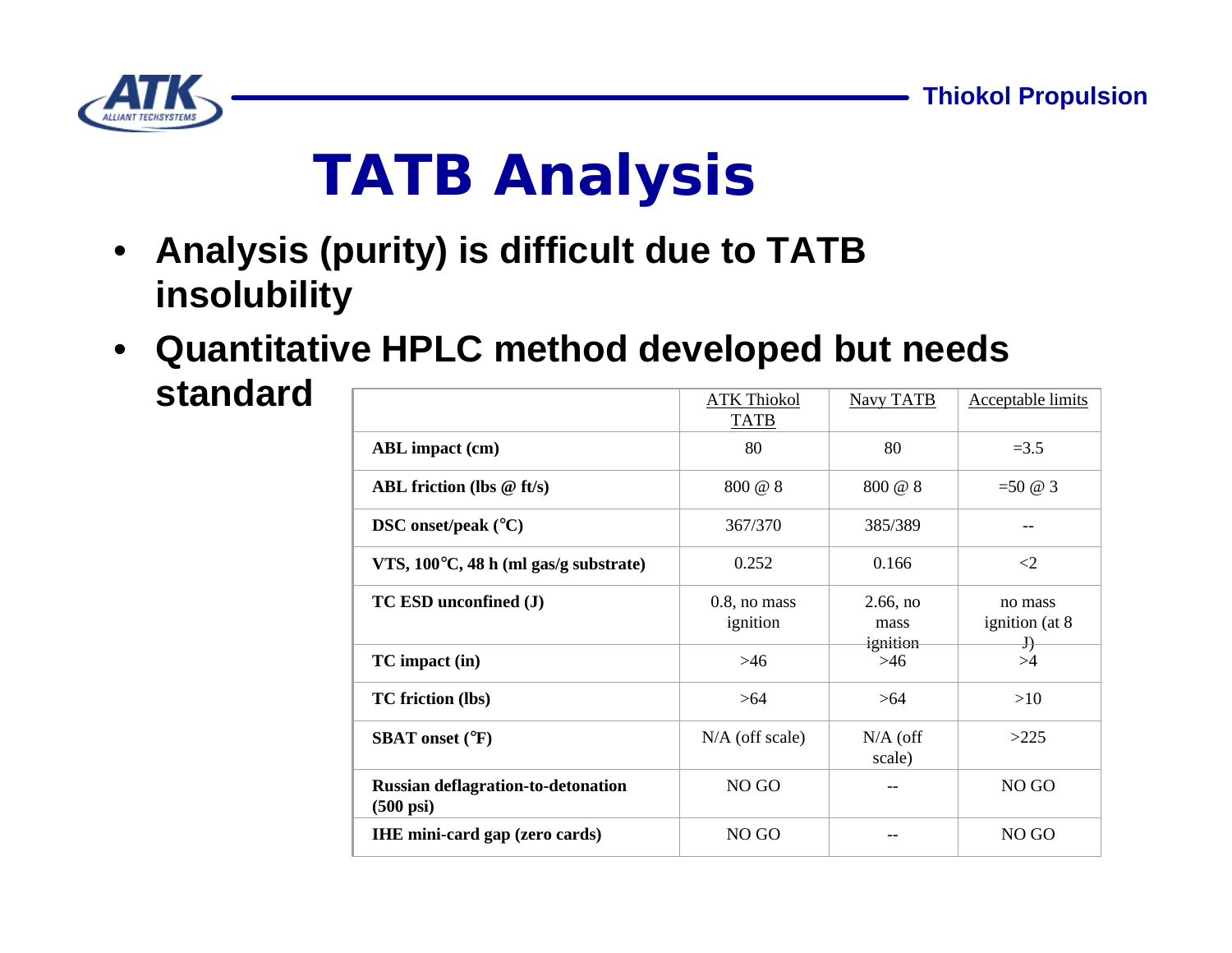# TATB Analysis

- **Analysis (purity) is difficult due to TATB insolubility**
- **Quantitative HPLC method developed but needs standard**

| | ATK Thiokol TATB | Navy TATB | Acceptable limits |
|---|---|---|---|
| **ABL impact (cm)** | 80 | 80 | =3.5 |
| **ABL friction (lbs @ ft/s)** | 800 @ 8 | 800 @ 8 | =50 @ 3 |
| **DSC onset/peak (°C)** | 367/370 | 385/389 | -- |
| **VTS, 100°C, 48 h (ml gas/g substrate)** | 0.252 | 0.166 | <2 |
| **TC ESD unconfined (J)** | 0.8, no mass ignition | 2.66, no mass ignition | no mass ignition (at 8 J) |
| **TC impact (in)** | >46 | >46 | >4 |
| **TC friction (lbs)** | >64 | >64 | >10 |
| **SBAT onset (°F)** | N/A (off scale) | N/A (off scale) | >225 |
| **Russian deflagration-to-detonation (500 psi)** | NO GO | -- | NO GO |
| **IHE mini-card gap (zero cards)** | NO GO | -- | NO GO |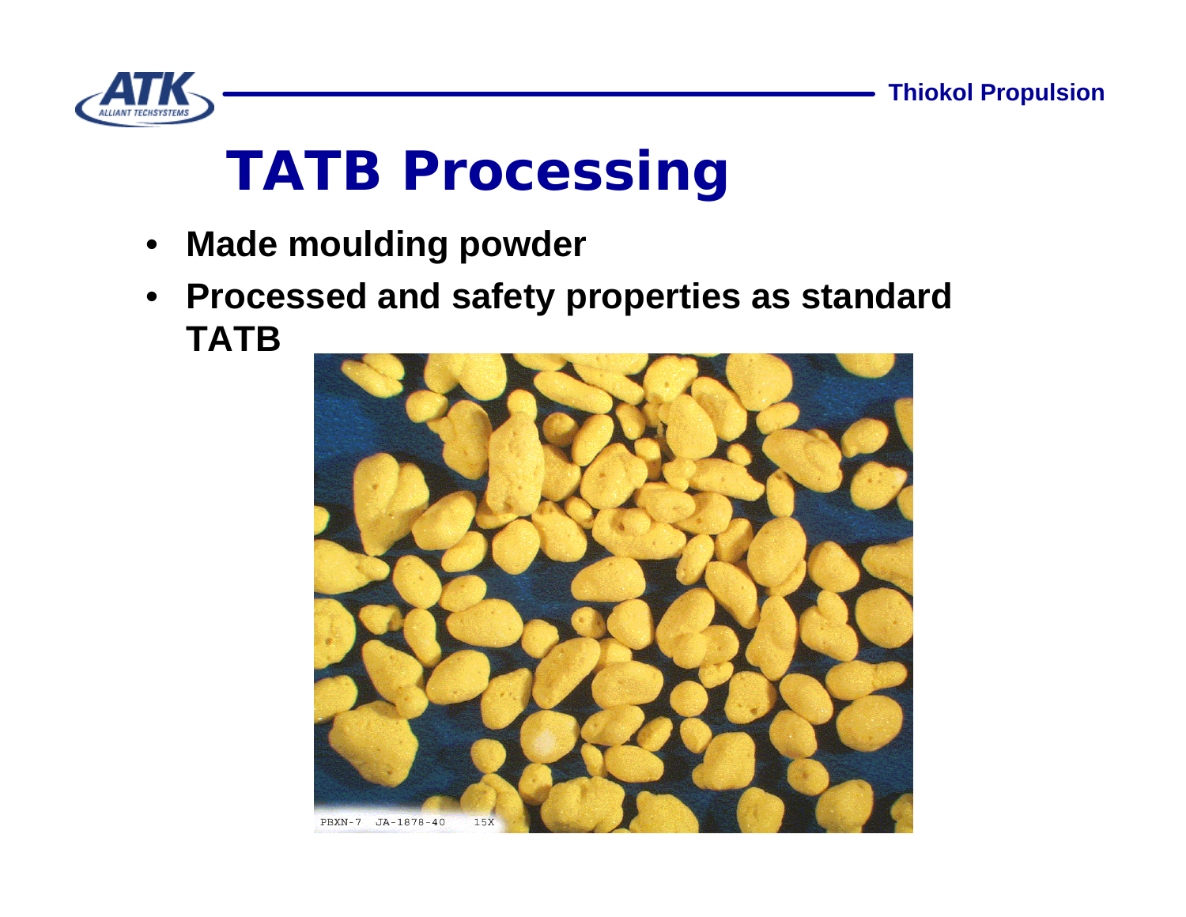# TATB Processing

- **Made moulding powder**
- **Processed and safety properties as standard TATB**

PBXN-7 JA-1878-40 15X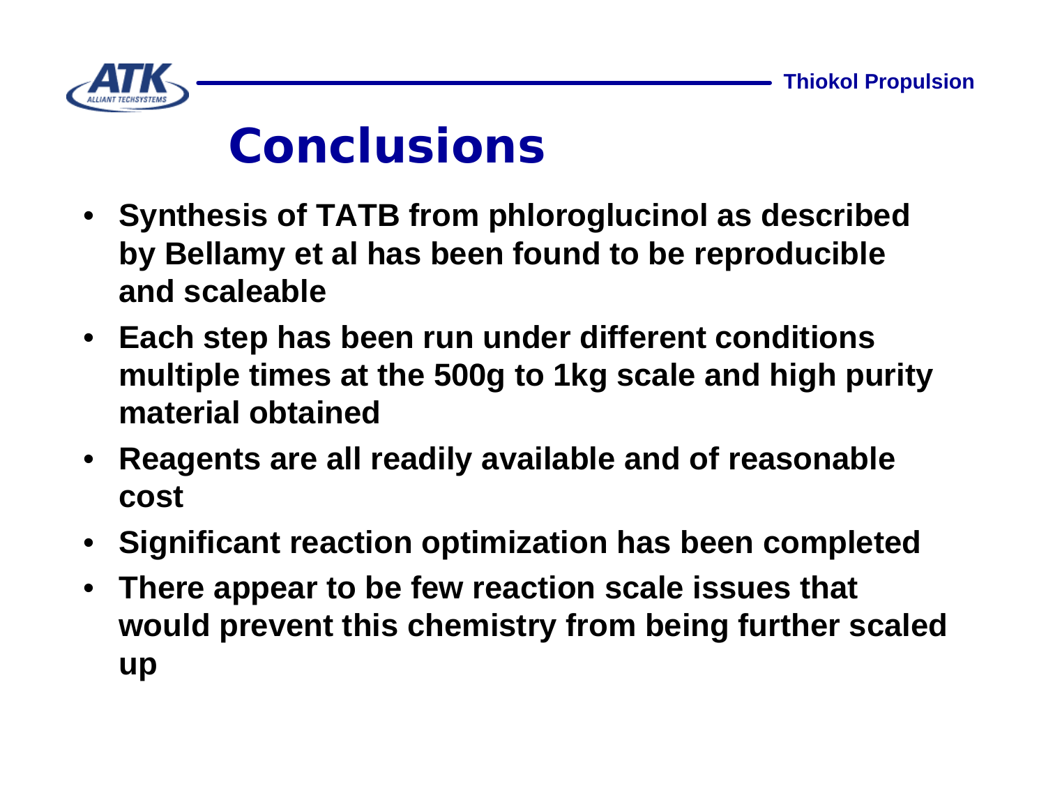# Conclusions

- Synthesis of TATB from phloroglucinol as described by Bellamy et al has been found to be reproducible and scaleable
- Each step has been run under different conditions multiple times at the 500g to 1kg scale and high purity material obtained
- Reagents are all readily available and of reasonable cost
- Significant reaction optimization has been completed
- There appear to be few reaction scale issues that would prevent this chemistry from being further scaled up